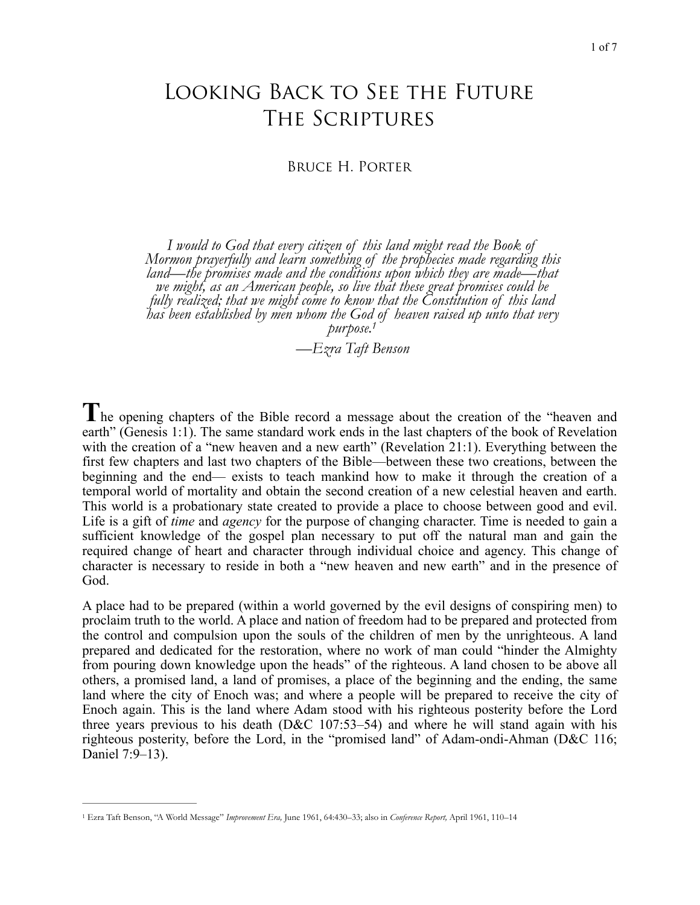# Looking Back to See the Future
## The Scriptures

Bruce H. Porter

*I would to God that every citizen of this land might read the Book of Mormon prayerfully and learn something of the prophecies made regarding this land—the promises made and the conditions upon which they are made—that we might, as an American people, so live that these great promises could be fully realized; that we might come to know that the Constitution of this land has been established by men whom the God of heaven raised up unto that very purpose.*[1]

*—Ezra Taft Benson*

The opening chapters of the Bible record a message about the creation of the "heaven and earth" (Genesis 1:1). The same standard work ends in the last chapters of the book of Revelation with the creation of a "new heaven and a new earth" (Revelation 21:1). Everything between the first few chapters and last two chapters of the Bible—between these two creations, between the beginning and the end— exists to teach mankind how to make it through the creation of a temporal world of mortality and obtain the second creation of a new celestial heaven and earth. This world is a probationary state created to provide a place to choose between good and evil. Life is a gift of *time* and *agency* for the purpose of changing character. Time is needed to gain a sufficient knowledge of the gospel plan necessary to put off the natural man and gain the required change of heart and character through individual choice and agency. This change of character is necessary to reside in both a "new heaven and new earth" and in the presence of God.

A place had to be prepared (within a world governed by the evil designs of conspiring men) to proclaim truth to the world. A place and nation of freedom had to be prepared and protected from the control and compulsion upon the souls of the children of men by the unrighteous. A land prepared and dedicated for the restoration, where no work of man could "hinder the Almighty from pouring down knowledge upon the heads" of the righteous. A land chosen to be above all others, a promised land, a land of promises, a place of the beginning and the ending, the same land where the city of Enoch was; and where a people will be prepared to receive the city of Enoch again. This is the land where Adam stood with his righteous posterity before the Lord three years previous to his death (D&C 107:53–54) and where he will stand again with his righteous posterity, before the Lord, in the "promised land" of Adam-ondi-Ahman (D&C 116; Daniel 7:9–13).

---

[1] Ezra Taft Benson, "A World Message" *Improvement Era,* June 1961, 64:430–33; also in *Conference Report,* April 1961, 110–14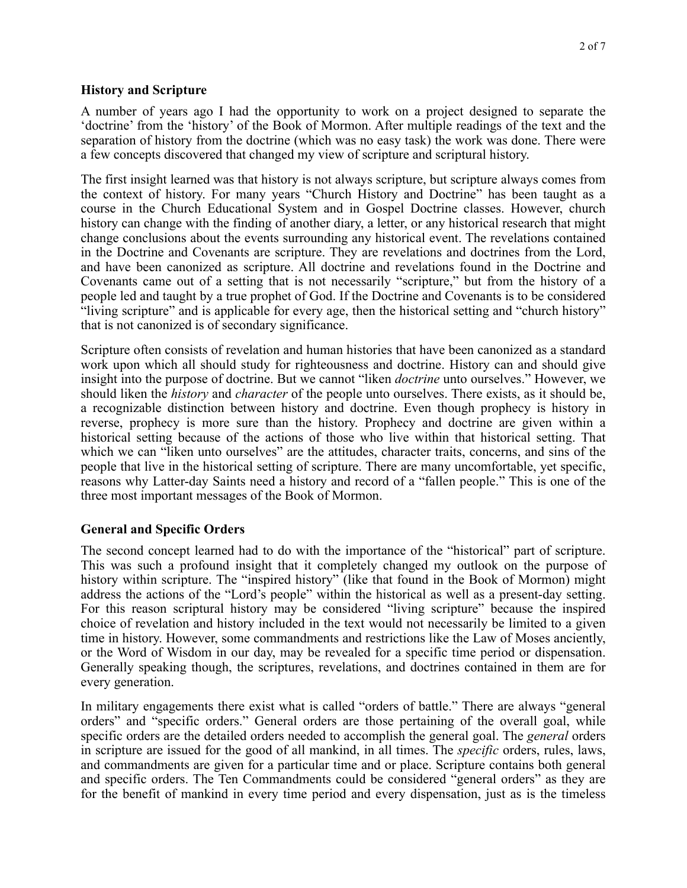## History and Scripture

A number of years ago I had the opportunity to work on a project designed to separate the 'doctrine' from the 'history' of the Book of Mormon. After multiple readings of the text and the separation of history from the doctrine (which was no easy task) the work was done. There were a few concepts discovered that changed my view of scripture and scriptural history.

The first insight learned was that history is not always scripture, but scripture always comes from the context of history. For many years "Church History and Doctrine" has been taught as a course in the Church Educational System and in Gospel Doctrine classes. However, church history can change with the finding of another diary, a letter, or any historical research that might change conclusions about the events surrounding any historical event. The revelations contained in the Doctrine and Covenants are scripture. They are revelations and doctrines from the Lord, and have been canonized as scripture. All doctrine and revelations found in the Doctrine and Covenants came out of a setting that is not necessarily "scripture," but from the history of a people led and taught by a true prophet of God. If the Doctrine and Covenants is to be considered "living scripture" and is applicable for every age, then the historical setting and "church history" that is not canonized is of secondary significance.

Scripture often consists of revelation and human histories that have been canonized as a standard work upon which all should study for righteousness and doctrine. History can and should give insight into the purpose of doctrine. But we cannot "liken *doctrine* unto ourselves." However, we should liken the *history* and *character* of the people unto ourselves. There exists, as it should be, a recognizable distinction between history and doctrine. Even though prophecy is history in reverse, prophecy is more sure than the history. Prophecy and doctrine are given within a historical setting because of the actions of those who live within that historical setting. That which we can "liken unto ourselves" are the attitudes, character traits, concerns, and sins of the people that live in the historical setting of scripture. There are many uncomfortable, yet specific, reasons why Latter-day Saints need a history and record of a "fallen people." This is one of the three most important messages of the Book of Mormon.

## General and Specific Orders

The second concept learned had to do with the importance of the "historical" part of scripture. This was such a profound insight that it completely changed my outlook on the purpose of history within scripture. The "inspired history" (like that found in the Book of Mormon) might address the actions of the "Lord's people" within the historical as well as a present-day setting. For this reason scriptural history may be considered "living scripture" because the inspired choice of revelation and history included in the text would not necessarily be limited to a given time in history. However, some commandments and restrictions like the Law of Moses anciently, or the Word of Wisdom in our day, may be revealed for a specific time period or dispensation. Generally speaking though, the scriptures, revelations, and doctrines contained in them are for every generation.

In military engagements there exist what is called "orders of battle." There are always "general orders" and "specific orders." General orders are those pertaining of the overall goal, while specific orders are the detailed orders needed to accomplish the general goal. The *general* orders in scripture are issued for the good of all mankind, in all times. The *specific* orders, rules, laws, and commandments are given for a particular time and or place. Scripture contains both general and specific orders. The Ten Commandments could be considered "general orders" as they are for the benefit of mankind in every time period and every dispensation, just as is the timeless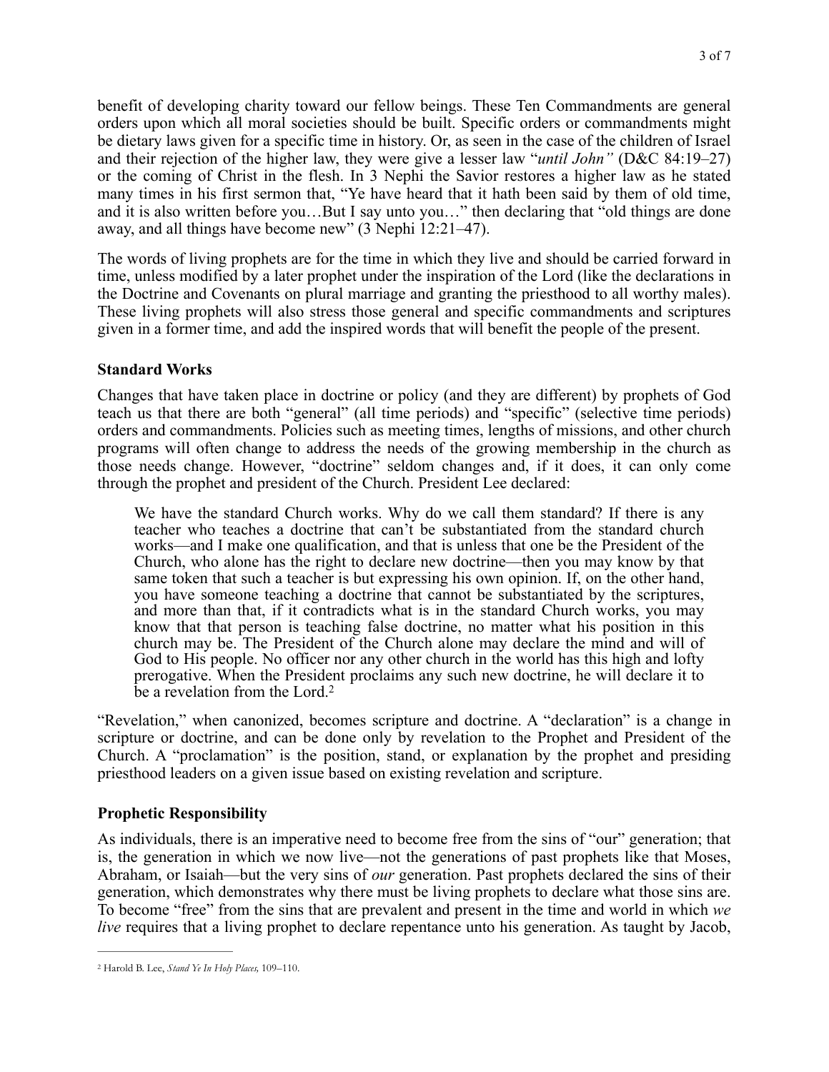benefit of developing charity toward our fellow beings. These Ten Commandments are general orders upon which all moral societies should be built. Specific orders or commandments might be dietary laws given for a specific time in history. Or, as seen in the case of the children of Israel and their rejection of the higher law, they were give a lesser law "*until John"* (D&C 84:19–27) or the coming of Christ in the flesh. In 3 Nephi the Savior restores a higher law as he stated many times in his first sermon that, "Ye have heard that it hath been said by them of old time, and it is also written before you…But I say unto you…" then declaring that "old things are done away, and all things have become new" (3 Nephi 12:21–47).

The words of living prophets are for the time in which they live and should be carried forward in time, unless modified by a later prophet under the inspiration of the Lord (like the declarations in the Doctrine and Covenants on plural marriage and granting the priesthood to all worthy males). These living prophets will also stress those general and specific commandments and scriptures given in a former time, and add the inspired words that will benefit the people of the present.

### Standard Works

Changes that have taken place in doctrine or policy (and they are different) by prophets of God teach us that there are both "general" (all time periods) and "specific" (selective time periods) orders and commandments. Policies such as meeting times, lengths of missions, and other church programs will often change to address the needs of the growing membership in the church as those needs change. However, "doctrine" seldom changes and, if it does, it can only come through the prophet and president of the Church. President Lee declared:

> We have the standard Church works. Why do we call them standard? If there is any teacher who teaches a doctrine that can't be substantiated from the standard church works—and I make one qualification, and that is unless that one be the President of the Church, who alone has the right to declare new doctrine—then you may know by that same token that such a teacher is but expressing his own opinion. If, on the other hand, you have someone teaching a doctrine that cannot be substantiated by the scriptures, and more than that, if it contradicts what is in the standard Church works, you may know that that person is teaching false doctrine, no matter what his position in this church may be. The President of the Church alone may declare the mind and will of God to His people. No officer nor any other church in the world has this high and lofty prerogative. When the President proclaims any such new doctrine, he will declare it to be a revelation from the Lord.[2]

"Revelation," when canonized, becomes scripture and doctrine. A "declaration" is a change in scripture or doctrine, and can be done only by revelation to the Prophet and President of the Church. A "proclamation" is the position, stand, or explanation by the prophet and presiding priesthood leaders on a given issue based on existing revelation and scripture.

### Prophetic Responsibility

As individuals, there is an imperative need to become free from the sins of "our" generation; that is, the generation in which we now live—not the generations of past prophets like that Moses, Abraham, or Isaiah—but the very sins of *our* generation. Past prophets declared the sins of their generation, which demonstrates why there must be living prophets to declare what those sins are. To become "free" from the sins that are prevalent and present in the time and world in which *we live* requires that a living prophet to declare repentance unto his generation. As taught by Jacob,

---

[2] Harold B. Lee, *Stand Ye In Holy Places,* 109–110.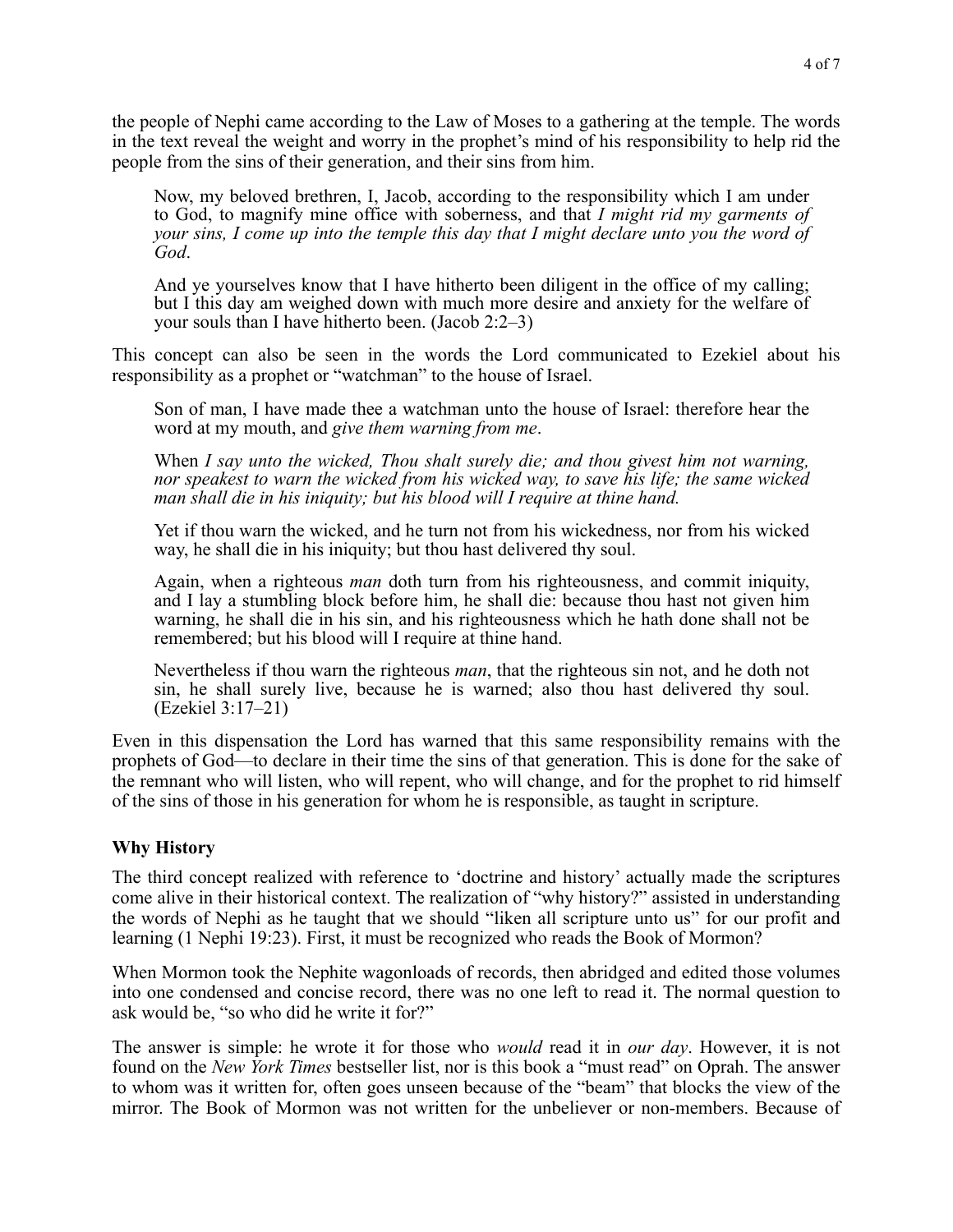the people of Nephi came according to the Law of Moses to a gathering at the temple. The words in the text reveal the weight and worry in the prophet's mind of his responsibility to help rid the people from the sins of their generation, and their sins from him.

> Now, my beloved brethren, I, Jacob, according to the responsibility which I am under to God, to magnify mine office with soberness, and that *I might rid my garments of your sins, I come up into the temple this day that I might declare unto you the word of God*.
>
> And ye yourselves know that I have hitherto been diligent in the office of my calling; but I this day am weighed down with much more desire and anxiety for the welfare of your souls than I have hitherto been. (Jacob 2:2–3)

This concept can also be seen in the words the Lord communicated to Ezekiel about his responsibility as a prophet or "watchman" to the house of Israel.

> Son of man, I have made thee a watchman unto the house of Israel: therefore hear the word at my mouth, and *give them warning from me*.
>
> When *I say unto the wicked, Thou shalt surely die; and thou givest him not warning, nor speakest to warn the wicked from his wicked way, to save his life; the same wicked man shall die in his iniquity; but his blood will I require at thine hand.*
>
> Yet if thou warn the wicked, and he turn not from his wickedness, nor from his wicked way, he shall die in his iniquity; but thou hast delivered thy soul.
>
> Again, when a righteous *man* doth turn from his righteousness, and commit iniquity, and I lay a stumbling block before him, he shall die: because thou hast not given him warning, he shall die in his sin, and his righteousness which he hath done shall not be remembered; but his blood will I require at thine hand.
>
> Nevertheless if thou warn the righteous *man*, that the righteous sin not, and he doth not sin, he shall surely live, because he is warned; also thou hast delivered thy soul. (Ezekiel 3:17–21)

Even in this dispensation the Lord has warned that this same responsibility remains with the prophets of God—to declare in their time the sins of that generation. This is done for the sake of the remnant who will listen, who will repent, who will change, and for the prophet to rid himself of the sins of those in his generation for whom he is responsible, as taught in scripture.

**Why History**

The third concept realized with reference to 'doctrine and history' actually made the scriptures come alive in their historical context. The realization of "why history?" assisted in understanding the words of Nephi as he taught that we should "liken all scripture unto us" for our profit and learning (1 Nephi 19:23). First, it must be recognized who reads the Book of Mormon?

When Mormon took the Nephite wagonloads of records, then abridged and edited those volumes into one condensed and concise record, there was no one left to read it. The normal question to ask would be, "so who did he write it for?"

The answer is simple: he wrote it for those who *would* read it in *our day*. However, it is not found on the *New York Times* bestseller list, nor is this book a "must read" on Oprah. The answer to whom was it written for, often goes unseen because of the "beam" that blocks the view of the mirror. The Book of Mormon was not written for the unbeliever or non-members. Because of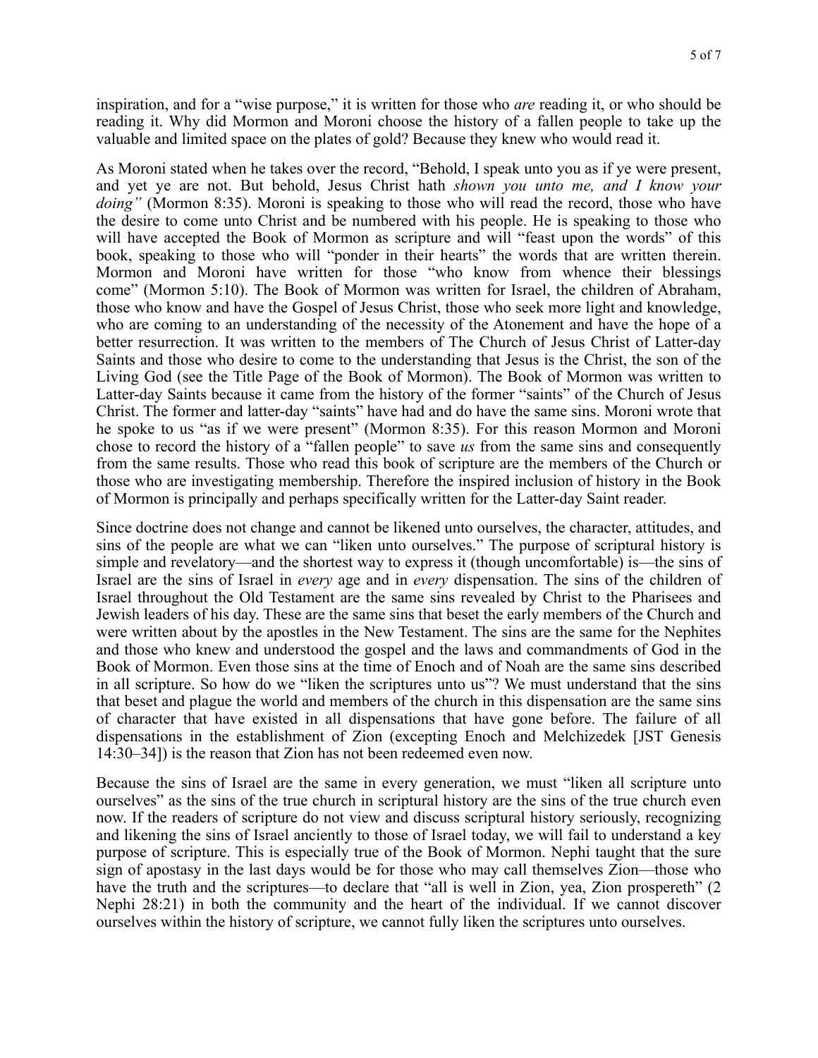inspiration, and for a "wise purpose," it is written for those who *are* reading it, or who should be reading it. Why did Mormon and Moroni choose the history of a fallen people to take up the valuable and limited space on the plates of gold? Because they knew who would read it.

As Moroni stated when he takes over the record, "Behold, I speak unto you as if ye were present, and yet ye are not. But behold, Jesus Christ hath *shown you unto me, and I know your doing"* (Mormon 8:35). Moroni is speaking to those who will read the record, those who have the desire to come unto Christ and be numbered with his people. He is speaking to those who will have accepted the Book of Mormon as scripture and will "feast upon the words" of this book, speaking to those who will "ponder in their hearts" the words that are written therein. Mormon and Moroni have written for those "who know from whence their blessings come" (Mormon 5:10). The Book of Mormon was written for Israel, the children of Abraham, those who know and have the Gospel of Jesus Christ, those who seek more light and knowledge, who are coming to an understanding of the necessity of the Atonement and have the hope of a better resurrection. It was written to the members of The Church of Jesus Christ of Latter-day Saints and those who desire to come to the understanding that Jesus is the Christ, the son of the Living God (see the Title Page of the Book of Mormon). The Book of Mormon was written to Latter-day Saints because it came from the history of the former "saints" of the Church of Jesus Christ. The former and latter-day "saints" have had and do have the same sins. Moroni wrote that he spoke to us "as if we were present" (Mormon 8:35). For this reason Mormon and Moroni chose to record the history of a "fallen people" to save *us* from the same sins and consequently from the same results. Those who read this book of scripture are the members of the Church or those who are investigating membership. Therefore the inspired inclusion of history in the Book of Mormon is principally and perhaps specifically written for the Latter-day Saint reader.

Since doctrine does not change and cannot be likened unto ourselves, the character, attitudes, and sins of the people are what we can "liken unto ourselves." The purpose of scriptural history is simple and revelatory—and the shortest way to express it (though uncomfortable) is—the sins of Israel are the sins of Israel in *every* age and in *every* dispensation. The sins of the children of Israel throughout the Old Testament are the same sins revealed by Christ to the Pharisees and Jewish leaders of his day. These are the same sins that beset the early members of the Church and were written about by the apostles in the New Testament. The sins are the same for the Nephites and those who knew and understood the gospel and the laws and commandments of God in the Book of Mormon. Even those sins at the time of Enoch and of Noah are the same sins described in all scripture. So how do we "liken the scriptures unto us"? We must understand that the sins that beset and plague the world and members of the church in this dispensation are the same sins of character that have existed in all dispensations that have gone before. The failure of all dispensations in the establishment of Zion (excepting Enoch and Melchizedek [JST Genesis 14:30–34]) is the reason that Zion has not been redeemed even now.

Because the sins of Israel are the same in every generation, we must "liken all scripture unto ourselves" as the sins of the true church in scriptural history are the sins of the true church even now. If the readers of scripture do not view and discuss scriptural history seriously, recognizing and likening the sins of Israel anciently to those of Israel today, we will fail to understand a key purpose of scripture. This is especially true of the Book of Mormon. Nephi taught that the sure sign of apostasy in the last days would be for those who may call themselves Zion—those who have the truth and the scriptures—to declare that "all is well in Zion, yea, Zion prospereth" (2 Nephi 28:21) in both the community and the heart of the individual. If we cannot discover ourselves within the history of scripture, we cannot fully liken the scriptures unto ourselves.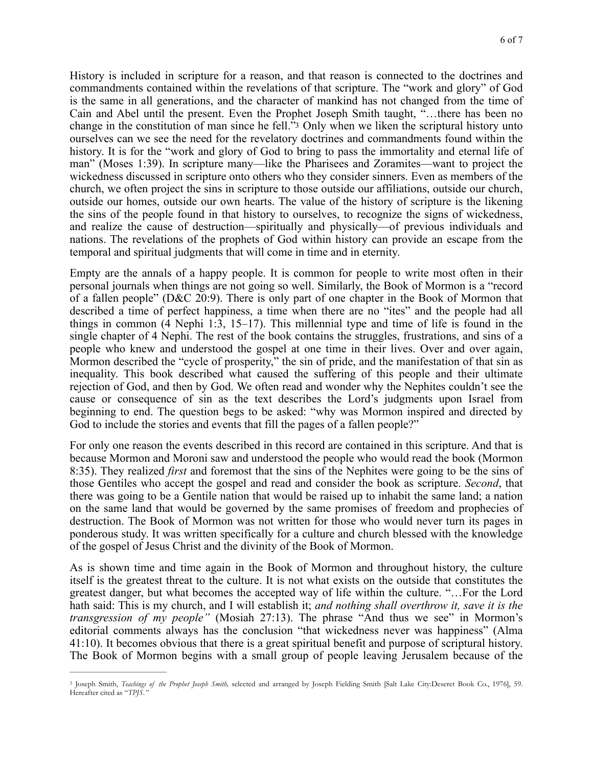History is included in scripture for a reason, and that reason is connected to the doctrines and commandments contained within the revelations of that scripture. The "work and glory" of God is the same in all generations, and the character of mankind has not changed from the time of Cain and Abel until the present. Even the Prophet Joseph Smith taught, "…there has been no change in the constitution of man since he fell."[3] Only when we liken the scriptural history unto ourselves can we see the need for the revelatory doctrines and commandments found within the history. It is for the "work and glory of God to bring to pass the immortality and eternal life of man" (Moses 1:39). In scripture many—like the Pharisees and Zoramites—want to project the wickedness discussed in scripture onto others who they consider sinners. Even as members of the church, we often project the sins in scripture to those outside our affiliations, outside our church, outside our homes, outside our own hearts. The value of the history of scripture is the likening the sins of the people found in that history to ourselves, to recognize the signs of wickedness, and realize the cause of destruction—spiritually and physically—of previous individuals and nations. The revelations of the prophets of God within history can provide an escape from the temporal and spiritual judgments that will come in time and in eternity.

Empty are the annals of a happy people. It is common for people to write most often in their personal journals when things are not going so well. Similarly, the Book of Mormon is a "record of a fallen people" (D&C 20:9). There is only part of one chapter in the Book of Mormon that described a time of perfect happiness, a time when there are no "ites" and the people had all things in common (4 Nephi 1:3, 15–17). This millennial type and time of life is found in the single chapter of 4 Nephi. The rest of the book contains the struggles, frustrations, and sins of a people who knew and understood the gospel at one time in their lives. Over and over again, Mormon described the "cycle of prosperity," the sin of pride, and the manifestation of that sin as inequality. This book described what caused the suffering of this people and their ultimate rejection of God, and then by God. We often read and wonder why the Nephites couldn't see the cause or consequence of sin as the text describes the Lord's judgments upon Israel from beginning to end. The question begs to be asked: "why was Mormon inspired and directed by God to include the stories and events that fill the pages of a fallen people?"

For only one reason the events described in this record are contained in this scripture. And that is because Mormon and Moroni saw and understood the people who would read the book (Mormon 8:35). They realized *first* and foremost that the sins of the Nephites were going to be the sins of those Gentiles who accept the gospel and read and consider the book as scripture. *Second*, that there was going to be a Gentile nation that would be raised up to inhabit the same land; a nation on the same land that would be governed by the same promises of freedom and prophecies of destruction. The Book of Mormon was not written for those who would never turn its pages in ponderous study. It was written specifically for a culture and church blessed with the knowledge of the gospel of Jesus Christ and the divinity of the Book of Mormon.

As is shown time and time again in the Book of Mormon and throughout history, the culture itself is the greatest threat to the culture. It is not what exists on the outside that constitutes the greatest danger, but what becomes the accepted way of life within the culture. "…For the Lord hath said: This is my church, and I will establish it; *and nothing shall overthrow it, save it is the transgression of my people"* (Mosiah 27:13). The phrase "And thus we see" in Mormon's editorial comments always has the conclusion "that wickedness never was happiness" (Alma 41:10). It becomes obvious that there is a great spiritual benefit and purpose of scriptural history. The Book of Mormon begins with a small group of people leaving Jerusalem because of the

---

[3] Joseph Smith, *Teachings of the Prophet Joseph Smith,* selected and arranged by Joseph Fielding Smith [Salt Lake City:Deseret Book Co., 1976], 59. Hereafter cited as "*TPJS."*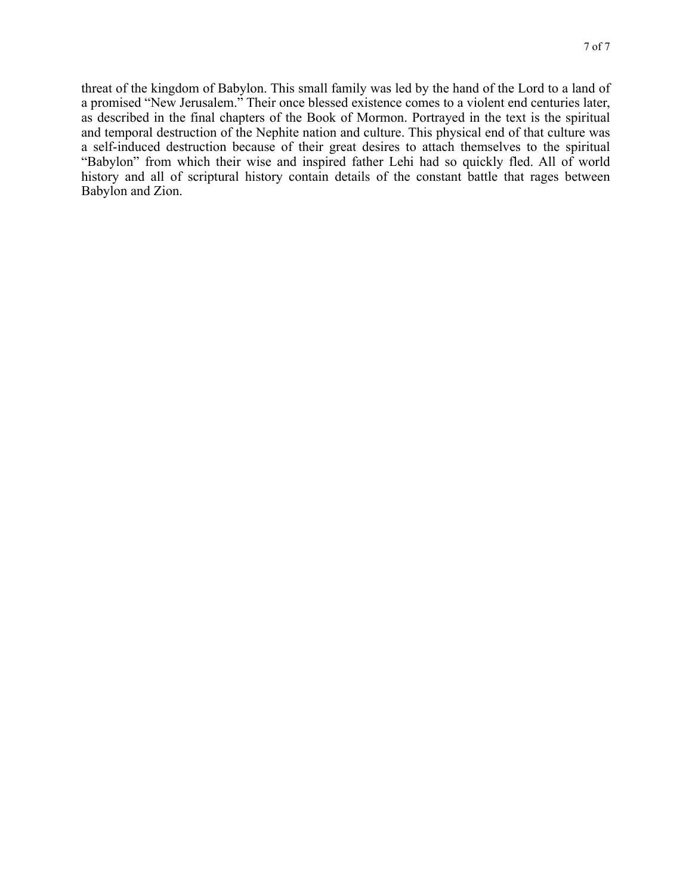threat of the kingdom of Babylon. This small family was led by the hand of the Lord to a land of a promised "New Jerusalem." Their once blessed existence comes to a violent end centuries later, as described in the final chapters of the Book of Mormon. Portrayed in the text is the spiritual and temporal destruction of the Nephite nation and culture. This physical end of that culture was a self-induced destruction because of their great desires to attach themselves to the spiritual "Babylon" from which their wise and inspired father Lehi had so quickly fled. All of world history and all of scriptural history contain details of the constant battle that rages between Babylon and Zion.